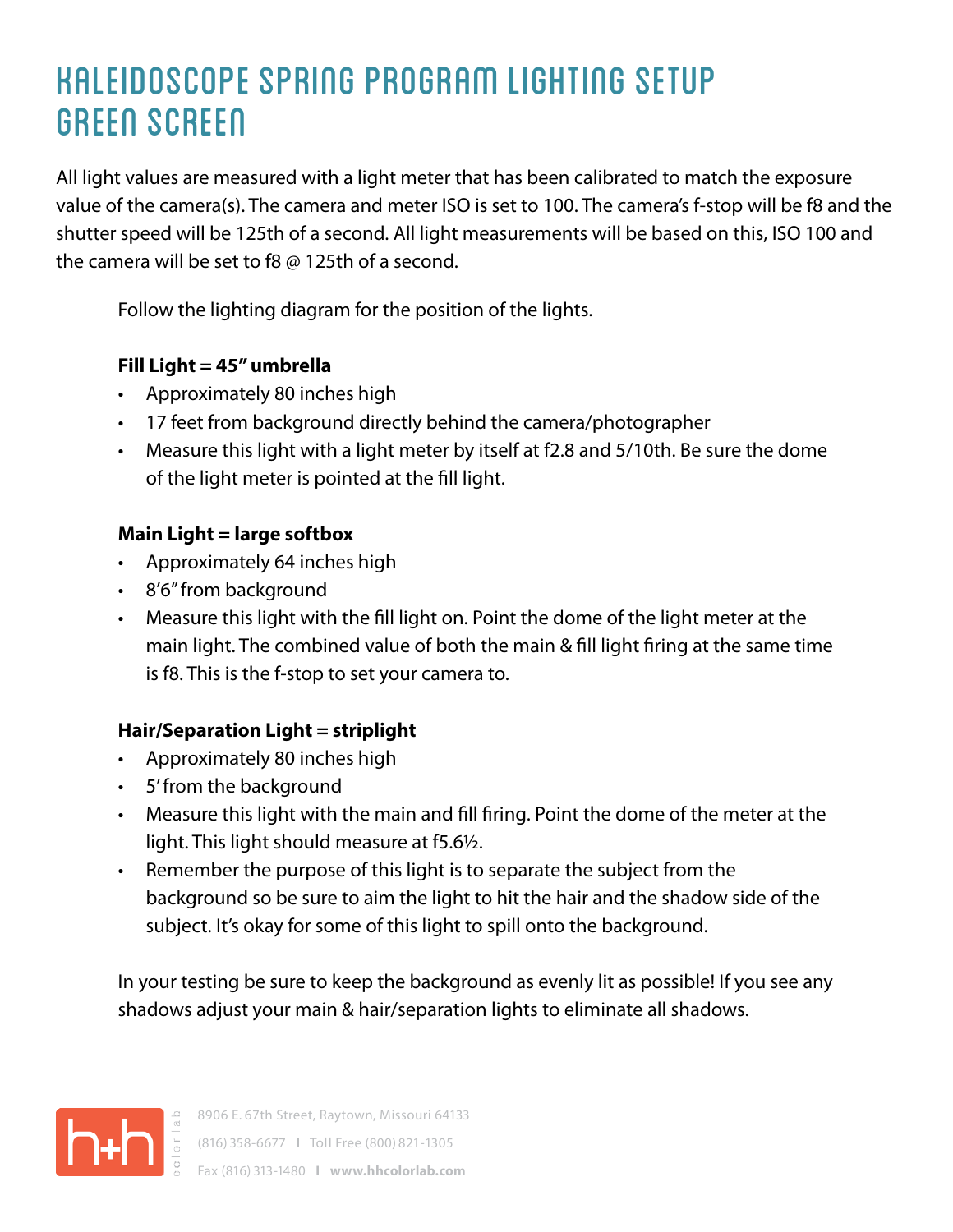# KALEIDOSCOPE SPRING PROGRAM LIGHTING SETUP GREEN SCREEN

All light values are measured with a light meter that has been calibrated to match the exposure value of the camera(s). The camera and meter ISO is set to 100. The camera's f-stop will be f8 and the shutter speed will be 125th of a second. All light measurements will be based on this, ISO 100 and the camera will be set to f8 @ 125th of a second.

Follow the lighting diagram for the position of the lights.

**Fill Light = 45" umbrella**

- Approximately 80 inches high
- 17 feet from background directly behind the camera/photographer
- Measure this light with a light meter by itself at f2.8 and 5/10th. Be sure the dome of the light meter is pointed at the fill light.

**Main Light = large softbox**

- Approximately 64 inches high
- 8'6" from background
- Measure this light with the fill light on. Point the dome of the light meter at the main light. The combined value of both the main & fill light firing at the same time is f8. This is the f-stop to set your camera to.

**Hair/Separation Light = striplight**

- Approximately 80 inches high
- 5' from the background
- Measure this light with the main and fill firing. Point the dome of the meter at the light. This light should measure at f5.6½.
- Remember the purpose of this light is to separate the subject from the background so be sure to aim the light to hit the hair and the shadow side of the subject. It's okay for some of this light to spill onto the background.

In your testing be sure to keep the background as evenly lit as possible! If you see any shadows adjust your main & hair/separation lights to eliminate all shadows.

h+h color lab

8906 E. 67th Street, Raytown, Missouri 64133

(816) 358-6677 | Toll Free (800) 821-1305

Fax (816) 313-1480 | **www.hhcolorlab.com**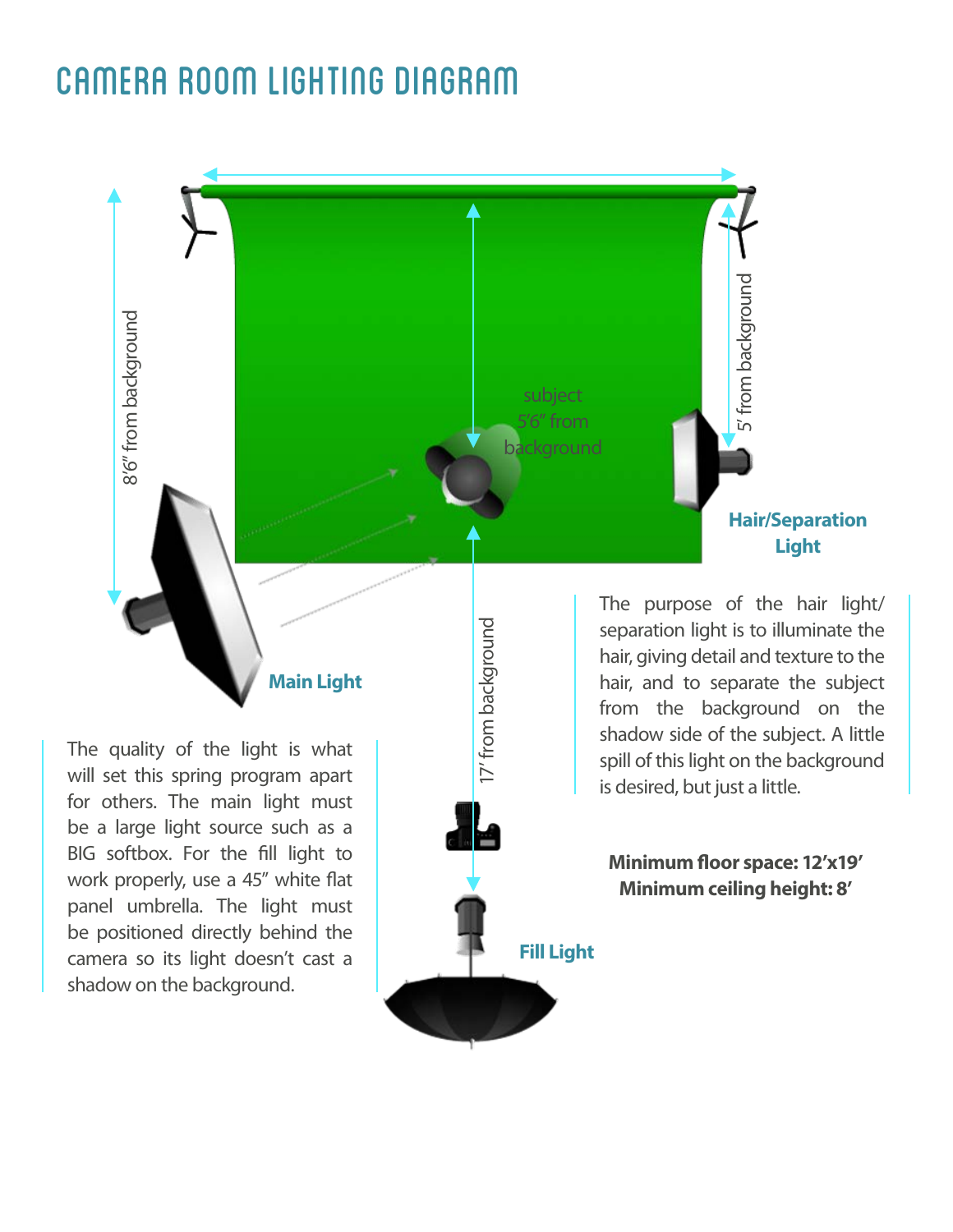# CAMERA ROOM LIGHTING DIAGRAM

8'6" from background

subject 5'6" from background

5' from background

Hair/Separation Light

Main Light

17' from background

Fill Light

The quality of the light is what will set this spring program apart for others. The main light must be a large light source such as a BIG softbox. For the fill light to work properly, use a 45" white flat panel umbrella. The light must be positioned directly behind the camera so its light doesn't cast a shadow on the background.

The purpose of the hair light/separation light is to illuminate the hair, giving detail and texture to the hair, and to separate the subject from the background on the shadow side of the subject. A little spill of this light on the background is desired, but just a little.

**Minimum floor space: 12'x19'**
**Minimum ceiling height: 8'**